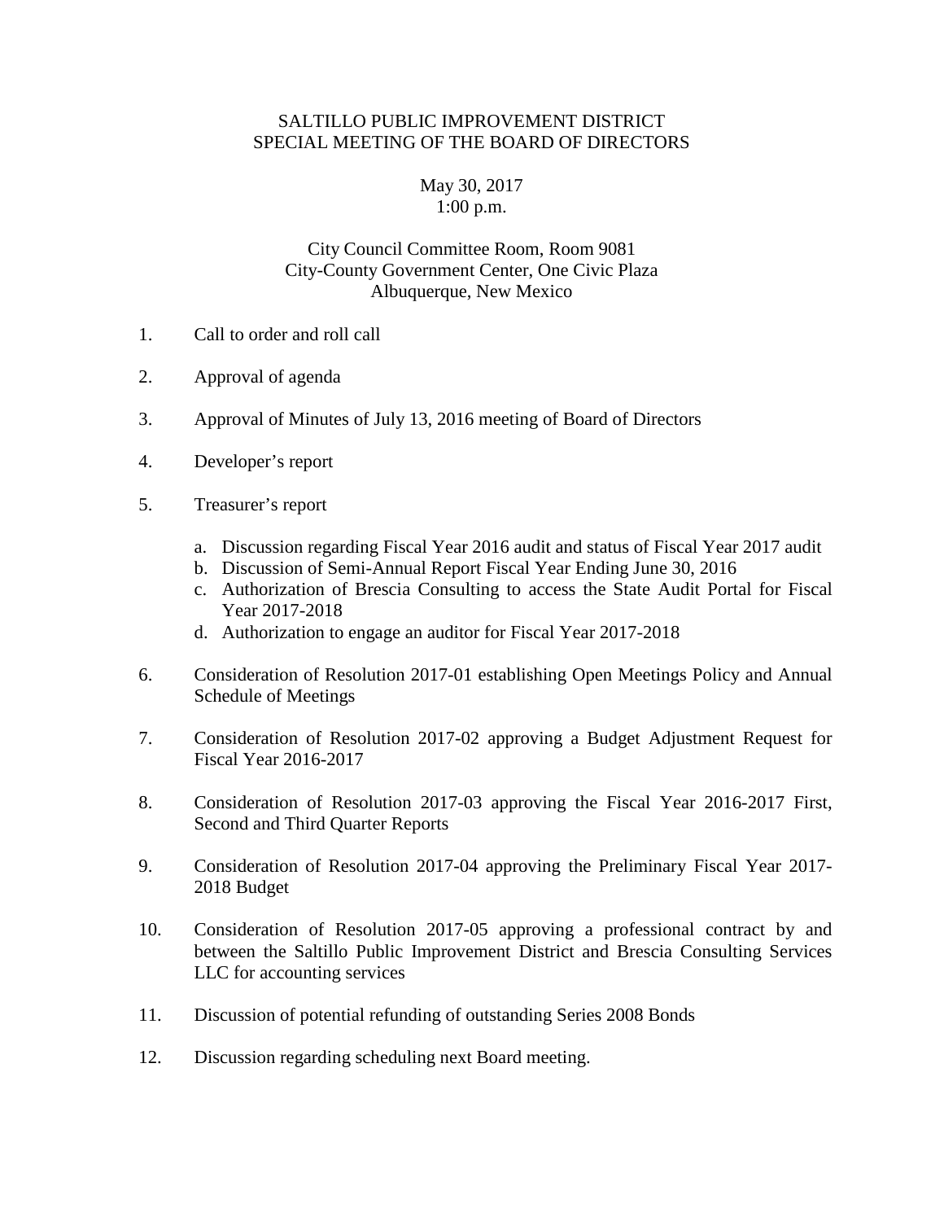# SALTILLO PUBLIC IMPROVEMENT DISTRICT
# SPECIAL MEETING OF THE BOARD OF DIRECTORS

May 30, 2017
1:00 p.m.

City Council Committee Room, Room 9081
City-County Government Center, One Civic Plaza
Albuquerque, New Mexico

1. Call to order and roll call

2. Approval of agenda

3. Approval of Minutes of July 13, 2016 meeting of Board of Directors

4. Developer's report

5. Treasurer's report

   a. Discussion regarding Fiscal Year 2016 audit and status of Fiscal Year 2017 audit
   b. Discussion of Semi-Annual Report Fiscal Year Ending June 30, 2016
   c. Authorization of Brescia Consulting to access the State Audit Portal for Fiscal Year 2017-2018
   d. Authorization to engage an auditor for Fiscal Year 2017-2018

6. Consideration of Resolution 2017-01 establishing Open Meetings Policy and Annual Schedule of Meetings

7. Consideration of Resolution 2017-02 approving a Budget Adjustment Request for Fiscal Year 2016-2017

8. Consideration of Resolution 2017-03 approving the Fiscal Year 2016-2017 First, Second and Third Quarter Reports

9. Consideration of Resolution 2017-04 approving the Preliminary Fiscal Year 2017-2018 Budget

10. Consideration of Resolution 2017-05 approving a professional contract by and between the Saltillo Public Improvement District and Brescia Consulting Services LLC for accounting services

11. Discussion of potential refunding of outstanding Series 2008 Bonds

12. Discussion regarding scheduling next Board meeting.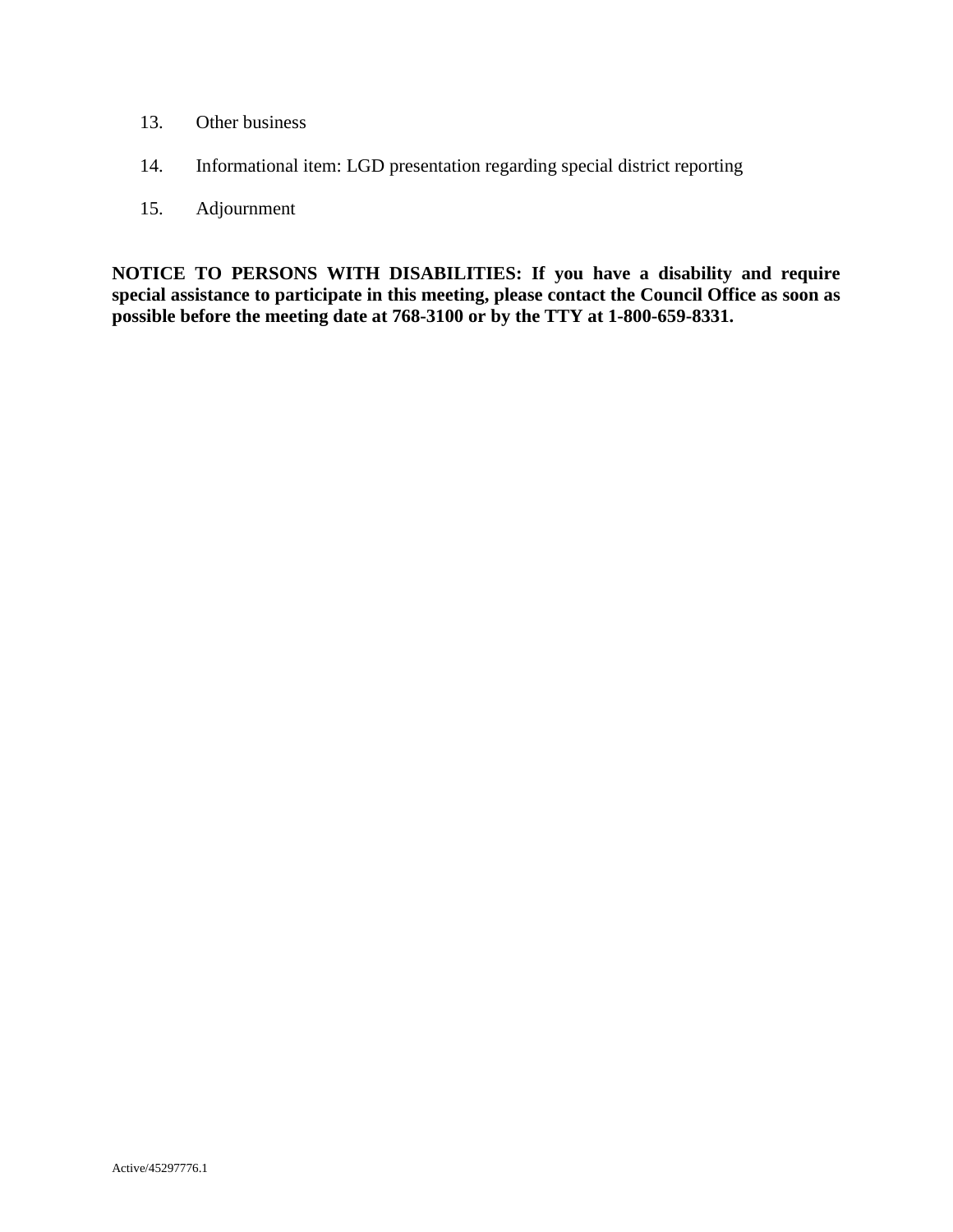13. Other business

14. Informational item: LGD presentation regarding special district reporting

15. Adjournment

**NOTICE TO PERSONS WITH DISABILITIES: If you have a disability and require special assistance to participate in this meeting, please contact the Council Office as soon as possible before the meeting date at 768-3100 or by the TTY at 1-800-659-8331.**

Active/45297776.1